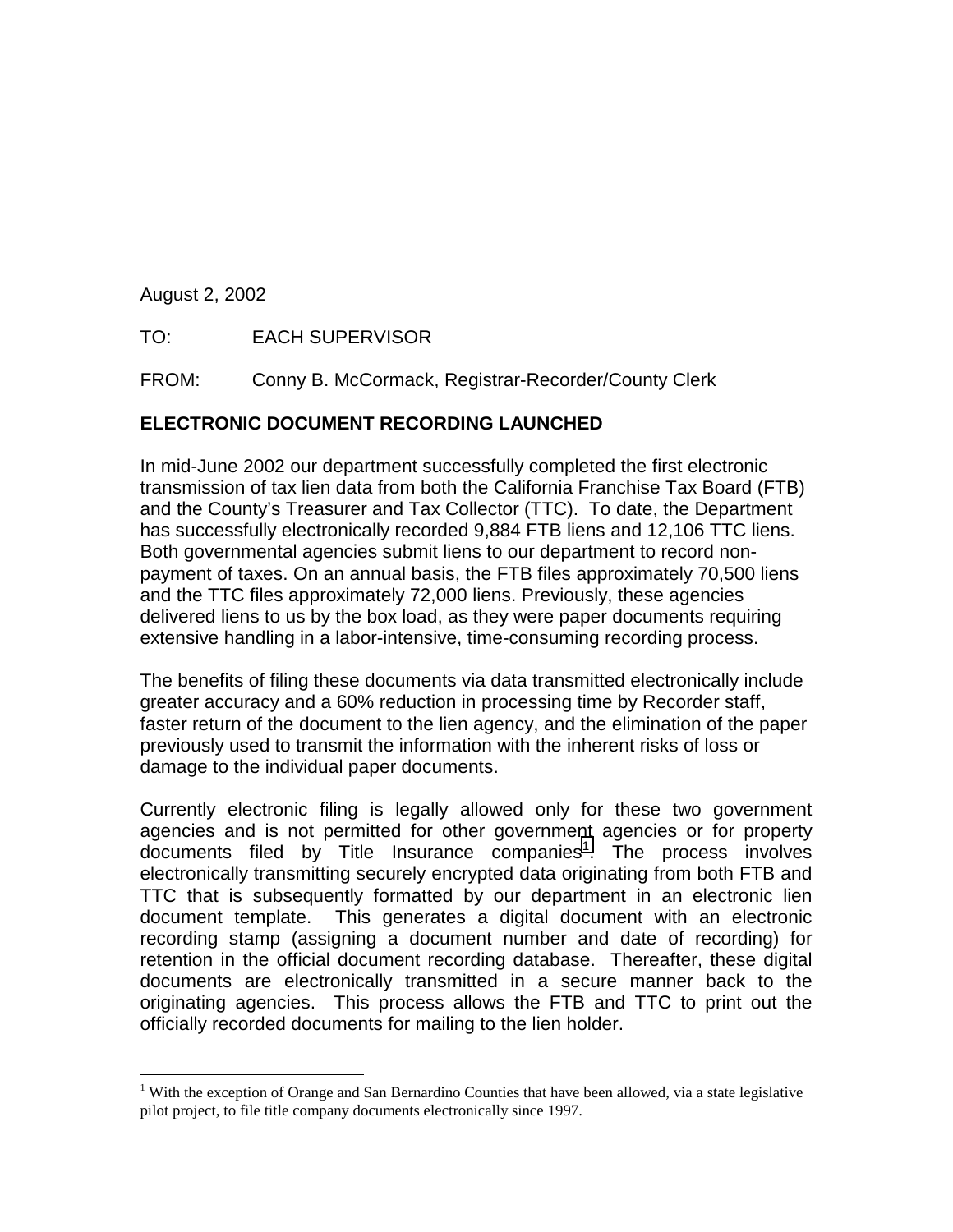August 2, 2002

TO: EACH SUPERVISOR

FROM: Conny B. McCormack, Registrar-Recorder/County Clerk

**ELECTRONIC DOCUMENT RECORDING LAUNCHED**

In mid-June 2002 our department successfully completed the first electronic transmission of tax lien data from both the California Franchise Tax Board (FTB) and the County's Treasurer and Tax Collector (TTC). To date, the Department has successfully electronically recorded 9,884 FTB liens and 12,106 TTC liens. Both governmental agencies submit liens to our department to record non-payment of taxes. On an annual basis, the FTB files approximately 70,500 liens and the TTC files approximately 72,000 liens. Previously, these agencies delivered liens to us by the box load, as they were paper documents requiring extensive handling in a labor-intensive, time-consuming recording process.

The benefits of filing these documents via data transmitted electronically include greater accuracy and a 60% reduction in processing time by Recorder staff, faster return of the document to the lien agency, and the elimination of the paper previously used to transmit the information with the inherent risks of loss or damage to the individual paper documents.

Currently electronic filing is legally allowed only for these two government agencies and is not permitted for other government agencies or for property documents filed by Title Insurance companies[1]. The process involves electronically transmitting securely encrypted data originating from both FTB and TTC that is subsequently formatted by our department in an electronic lien document template. This generates a digital document with an electronic recording stamp (assigning a document number and date of recording) for retention in the official document recording database. Thereafter, these digital documents are electronically transmitted in a secure manner back to the originating agencies. This process allows the FTB and TTC to print out the officially recorded documents for mailing to the lien holder.

---

[1] With the exception of Orange and San Bernardino Counties that have been allowed, via a state legislative pilot project, to file title company documents electronically since 1997.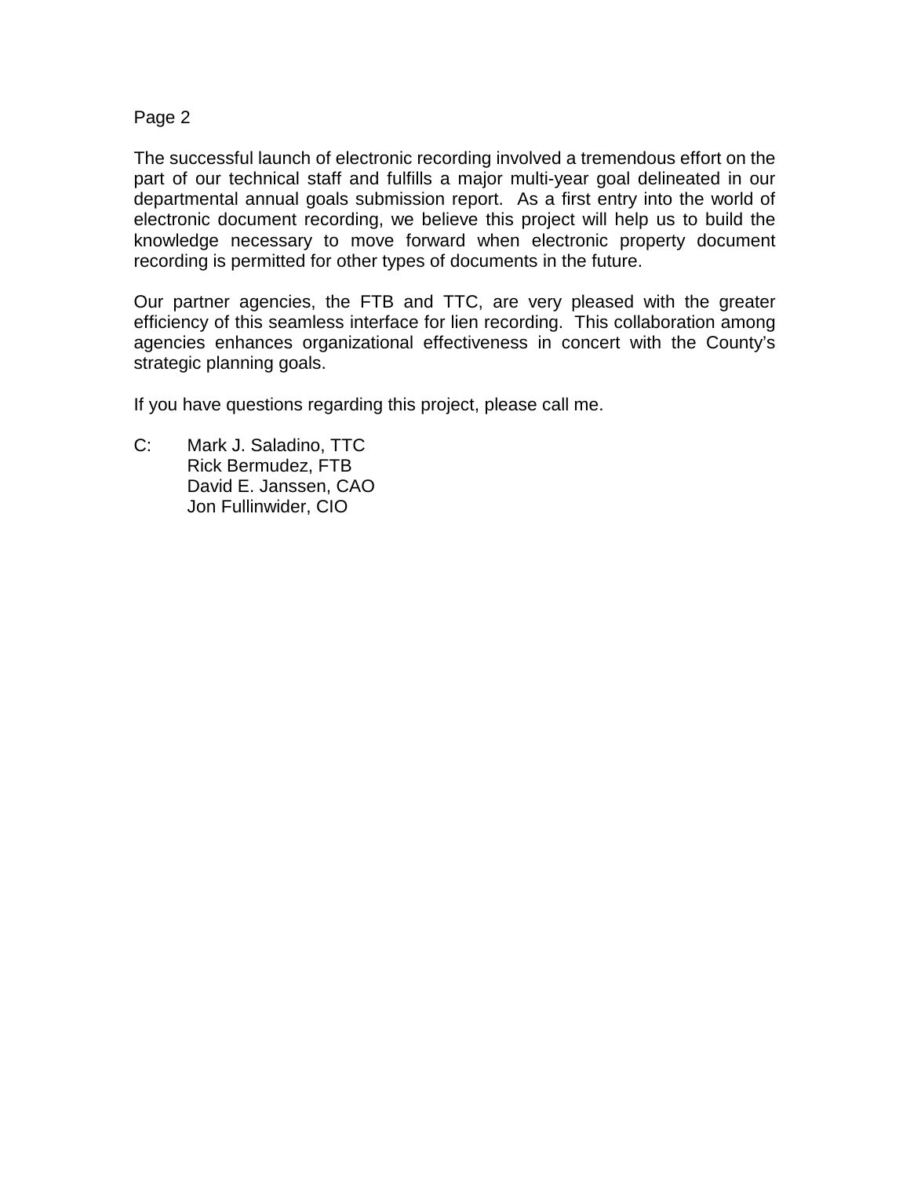The successful launch of electronic recording involved a tremendous effort on the part of our technical staff and fulfills a major multi-year goal delineated in our departmental annual goals submission report. As a first entry into the world of electronic document recording, we believe this project will help us to build the knowledge necessary to move forward when electronic property document recording is permitted for other types of documents in the future.

Our partner agencies, the FTB and TTC, are very pleased with the greater efficiency of this seamless interface for lien recording. This collaboration among agencies enhances organizational effectiveness in concert with the County's strategic planning goals.

If you have questions regarding this project, please call me.

C: Mark J. Saladino, TTC
Rick Bermudez, FTB
David E. Janssen, CAO
Jon Fullinwider, CIO